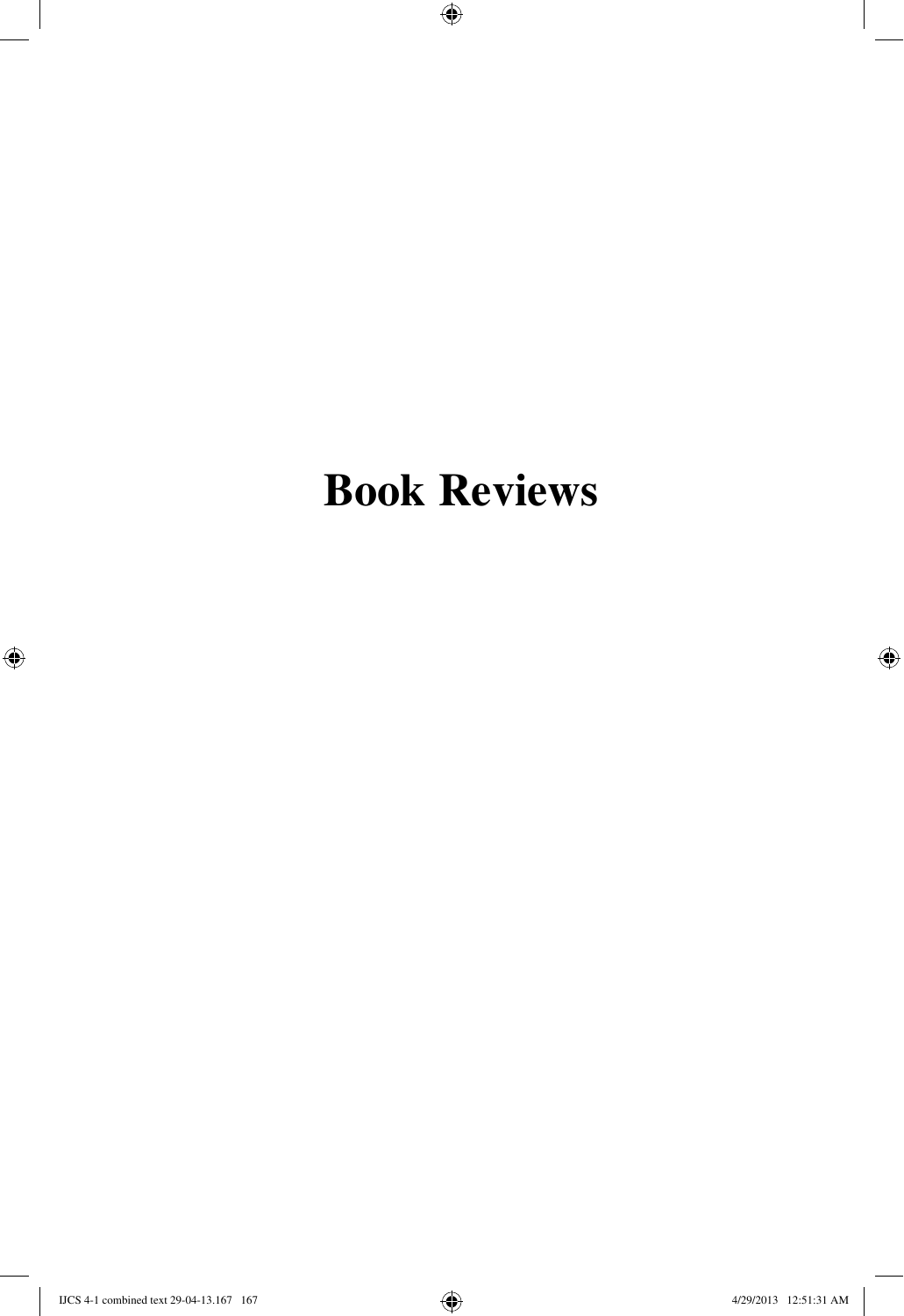# Book Reviews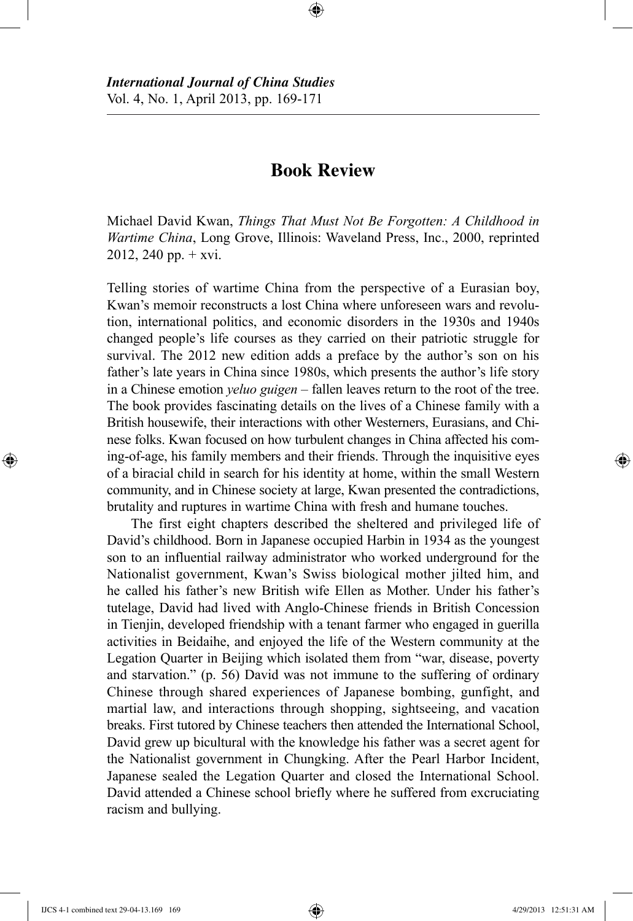# Book Review

Michael David Kwan, *Things That Must Not Be Forgotten: A Childhood in Wartime China*, Long Grove, Illinois: Waveland Press, Inc., 2000, reprinted 2012, 240 pp. + xvi.

Telling stories of wartime China from the perspective of a Eurasian boy, Kwan's memoir reconstructs a lost China where unforeseen wars and revolution, international politics, and economic disorders in the 1930s and 1940s changed people's life courses as they carried on their patriotic struggle for survival. The 2012 new edition adds a preface by the author's son on his father's late years in China since 1980s, which presents the author's life story in a Chinese emotion *yeluo guigen* – fallen leaves return to the root of the tree. The book provides fascinating details on the lives of a Chinese family with a British housewife, their interactions with other Westerners, Eurasians, and Chinese folks. Kwan focused on how turbulent changes in China affected his coming-of-age, his family members and their friends. Through the inquisitive eyes of a biracial child in search for his identity at home, within the small Western community, and in Chinese society at large, Kwan presented the contradictions, brutality and ruptures in wartime China with fresh and humane touches.

The first eight chapters described the sheltered and privileged life of David's childhood. Born in Japanese occupied Harbin in 1934 as the youngest son to an influential railway administrator who worked underground for the Nationalist government, Kwan's Swiss biological mother jilted him, and he called his father's new British wife Ellen as Mother. Under his father's tutelage, David had lived with Anglo-Chinese friends in British Concession in Tienjin, developed friendship with a tenant farmer who engaged in guerilla activities in Beidaihe, and enjoyed the life of the Western community at the Legation Quarter in Beijing which isolated them from "war, disease, poverty and starvation." (p. 56) David was not immune to the suffering of ordinary Chinese through shared experiences of Japanese bombing, gunfight, and martial law, and interactions through shopping, sightseeing, and vacation breaks. First tutored by Chinese teachers then attended the International School, David grew up bicultural with the knowledge his father was a secret agent for the Nationalist government in Chungking. After the Pearl Harbor Incident, Japanese sealed the Legation Quarter and closed the International School. David attended a Chinese school briefly where he suffered from excruciating racism and bullying.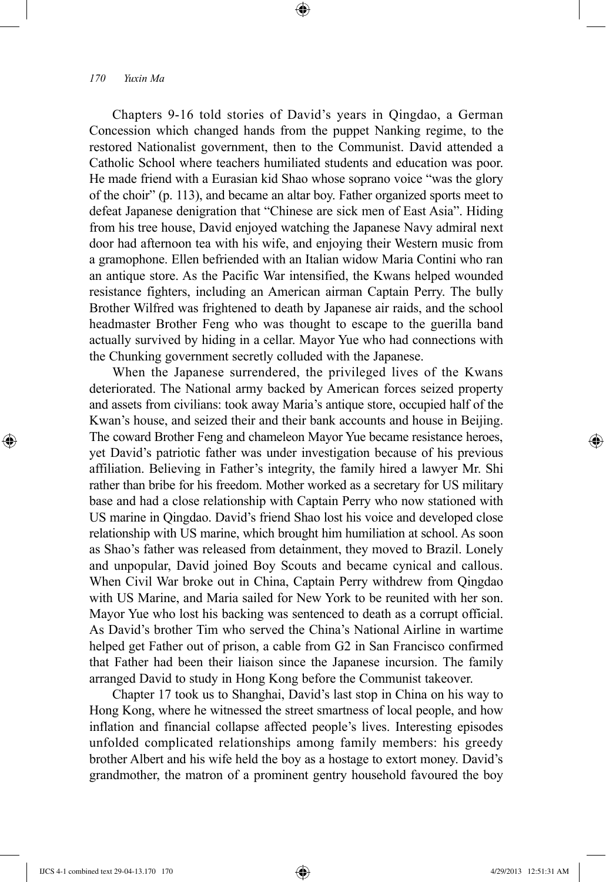Chapters 9-16 told stories of David's years in Qingdao, a German Concession which changed hands from the puppet Nanking regime, to the restored Nationalist government, then to the Communist. David attended a Catholic School where teachers humiliated students and education was poor. He made friend with a Eurasian kid Shao whose soprano voice "was the glory of the choir" (p. 113), and became an altar boy. Father organized sports meet to defeat Japanese denigration that "Chinese are sick men of East Asia". Hiding from his tree house, David enjoyed watching the Japanese Navy admiral next door had afternoon tea with his wife, and enjoying their Western music from a gramophone. Ellen befriended with an Italian widow Maria Contini who ran an antique store. As the Pacific War intensified, the Kwans helped wounded resistance fighters, including an American airman Captain Perry. The bully Brother Wilfred was frightened to death by Japanese air raids, and the school headmaster Brother Feng who was thought to escape to the guerilla band actually survived by hiding in a cellar. Mayor Yue who had connections with the Chunking government secretly colluded with the Japanese.

When the Japanese surrendered, the privileged lives of the Kwans deteriorated. The National army backed by American forces seized property and assets from civilians: took away Maria's antique store, occupied half of the Kwan's house, and seized their and their bank accounts and house in Beijing. The coward Brother Feng and chameleon Mayor Yue became resistance heroes, yet David's patriotic father was under investigation because of his previous affiliation. Believing in Father's integrity, the family hired a lawyer Mr. Shi rather than bribe for his freedom. Mother worked as a secretary for US military base and had a close relationship with Captain Perry who now stationed with US marine in Qingdao. David's friend Shao lost his voice and developed close relationship with US marine, which brought him humiliation at school. As soon as Shao's father was released from detainment, they moved to Brazil. Lonely and unpopular, David joined Boy Scouts and became cynical and callous. When Civil War broke out in China, Captain Perry withdrew from Qingdao with US Marine, and Maria sailed for New York to be reunited with her son. Mayor Yue who lost his backing was sentenced to death as a corrupt official. As David's brother Tim who served the China's National Airline in wartime helped get Father out of prison, a cable from G2 in San Francisco confirmed that Father had been their liaison since the Japanese incursion. The family arranged David to study in Hong Kong before the Communist takeover.

Chapter 17 took us to Shanghai, David's last stop in China on his way to Hong Kong, where he witnessed the street smartness of local people, and how inflation and financial collapse affected people's lives. Interesting episodes unfolded complicated relationships among family members: his greedy brother Albert and his wife held the boy as a hostage to extort money. David's grandmother, the matron of a prominent gentry household favoured the boy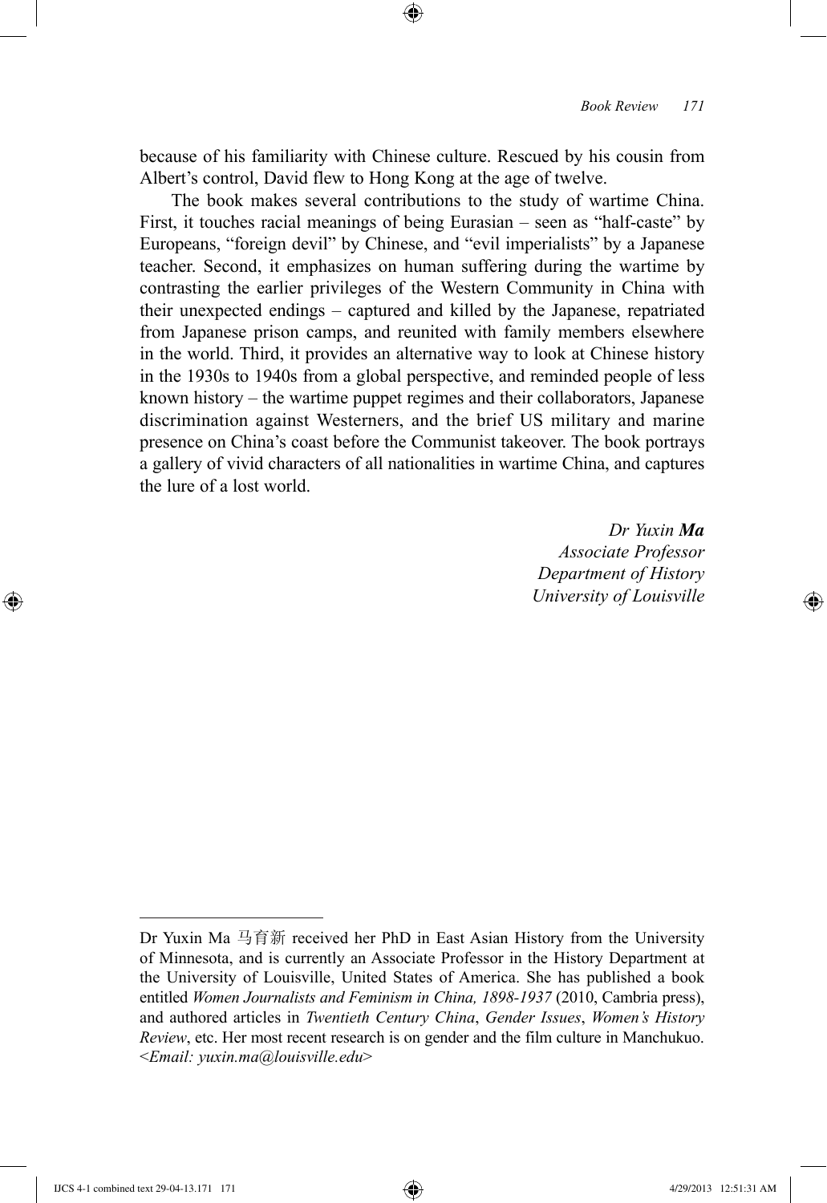because of his familiarity with Chinese culture. Rescued by his cousin from Albert's control, David flew to Hong Kong at the age of twelve.

The book makes several contributions to the study of wartime China. First, it touches racial meanings of being Eurasian – seen as "half-caste" by Europeans, "foreign devil" by Chinese, and "evil imperialists" by a Japanese teacher. Second, it emphasizes on human suffering during the wartime by contrasting the earlier privileges of the Western Community in China with their unexpected endings – captured and killed by the Japanese, repatriated from Japanese prison camps, and reunited with family members elsewhere in the world. Third, it provides an alternative way to look at Chinese history in the 1930s to 1940s from a global perspective, and reminded people of less known history – the wartime puppet regimes and their collaborators, Japanese discrimination against Westerners, and the brief US military and marine presence on China's coast before the Communist takeover. The book portrays a gallery of vivid characters of all nationalities in wartime China, and captures the lure of a lost world.

*Dr Yuxin **Ma***
*Associate Professor*
*Department of History*
*University of Louisville*

---

Dr Yuxin Ma 马育新 received her PhD in East Asian History from the University of Minnesota, and is currently an Associate Professor in the History Department at the University of Louisville, United States of America. She has published a book entitled *Women Journalists and Feminism in China, 1898-1937* (2010, Cambria press), and authored articles in *Twentieth Century China*, *Gender Issues*, *Women's History Review*, etc. Her most recent research is on gender and the film culture in Manchukuo. <*Email: yuxin.ma@louisville.edu*>